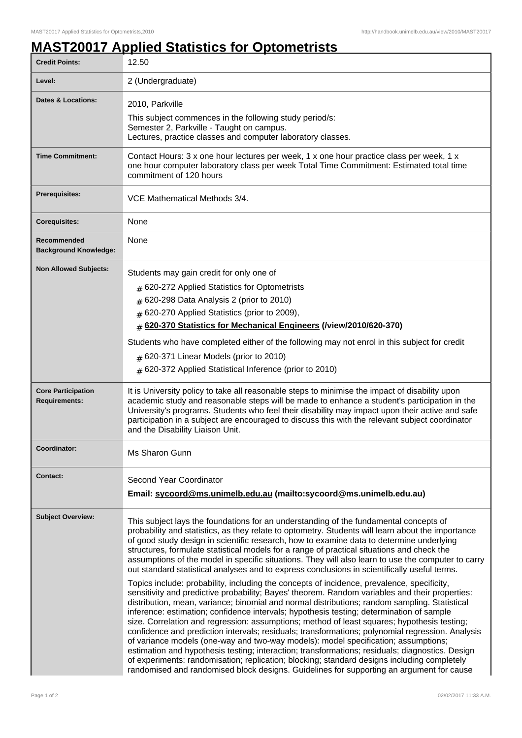# MAST20017 Applied Statistics for Optometrists

| | |
|---|---|
| **Credit Points:** | 12.50 |
| **Level:** | 2 (Undergraduate) |
| **Dates & Locations:** | 2010, Parkville<br>This subject commences in the following study period/s:<br>Semester 2, Parkville - Taught on campus.<br>Lectures, practice classes and computer laboratory classes. |
| **Time Commitment:** | Contact Hours: 3 x one hour lectures per week, 1 x one hour practice class per week, 1 x one hour computer laboratory class per week Total Time Commitment: Estimated total time commitment of 120 hours |
| **Prerequisites:** | VCE Mathematical Methods 3/4. |
| **Corequisites:** | None |
| **Recommended Background Knowledge:** | None |
| **Non Allowed Subjects:** | Students may gain credit for only one of<br># 620-272 Applied Statistics for Optometrists<br># 620-298 Data Analysis 2 (prior to 2010)<br># 620-270 Applied Statistics (prior to 2009),<br># **620-370 Statistics for Mechanical Engineers (/view/2010/620-370)**<br>Students who have completed either of the following may not enrol in this subject for credit<br># 620-371 Linear Models (prior to 2010)<br># 620-372 Applied Statistical Inference (prior to 2010) |
| **Core Participation Requirements:** | It is University policy to take all reasonable steps to minimise the impact of disability upon academic study and reasonable steps will be made to enhance a student's participation in the University's programs. Students who feel their disability may impact upon their active and safe participation in a subject are encouraged to discuss this with the relevant subject coordinator and the Disability Liaison Unit. |
| **Coordinator:** | Ms Sharon Gunn |
| **Contact:** | Second Year Coordinator<br>**Email: sycoord@ms.unimelb.edu.au (mailto:sycoord@ms.unimelb.edu.au)** |
| **Subject Overview:** | This subject lays the foundations for an understanding of the fundamental concepts of probability and statistics, as they relate to optometry. Students will learn about the importance of good study design in scientific research, how to examine data to determine underlying structures, formulate statistical models for a range of practical situations and check the assumptions of the model in specific situations. They will also learn to use the computer to carry out standard statistical analyses and to express conclusions in scientifically useful terms.<br>Topics include: probability, including the concepts of incidence, prevalence, specificity, sensitivity and predictive probability; Bayes' theorem. Random variables and their properties: distribution, mean, variance; binomial and normal distributions; random sampling. Statistical inference: estimation; confidence intervals; hypothesis testing; determination of sample size. Correlation and regression: assumptions; method of least squares; hypothesis testing; confidence and prediction intervals; residuals; transformations; polynomial regression. Analysis of variance models (one-way and two-way models): model specification; assumptions; estimation and hypothesis testing; interaction; transformations; residuals; diagnostics. Design of experiments: randomisation; replication; blocking; standard designs including completely randomised and randomised block designs. Guidelines for supporting an argument for cause |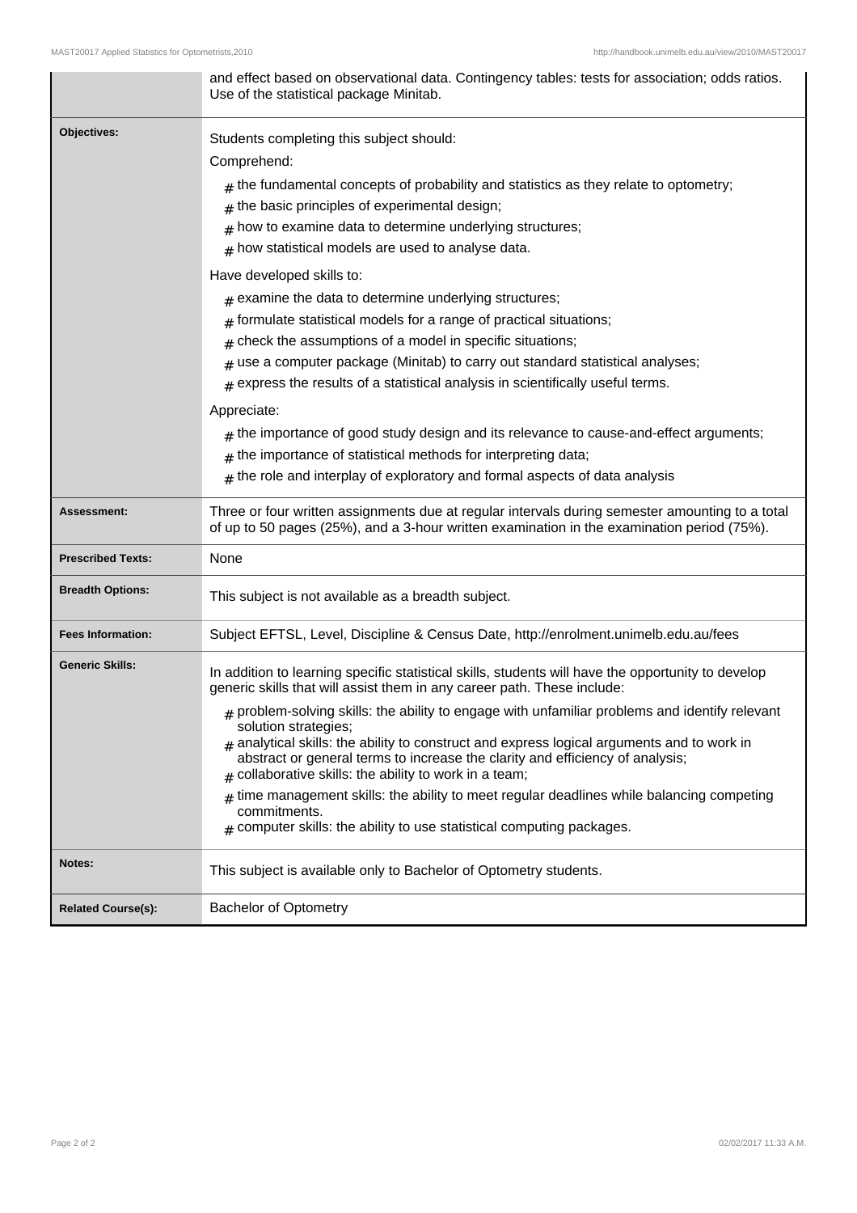| | |
|---|---|
| | and effect based on observational data. Contingency tables: tests for association; odds ratios. Use of the statistical package Minitab. |
| **Objectives:** | Students completing this subject should:<br><br>Comprehend:<br><br># the fundamental concepts of probability and statistics as they relate to optometry;<br># the basic principles of experimental design;<br># how to examine data to determine underlying structures;<br># how statistical models are used to analyse data.<br><br>Have developed skills to:<br><br># examine the data to determine underlying structures;<br># formulate statistical models for a range of practical situations;<br># check the assumptions of a model in specific situations;<br># use a computer package (Minitab) to carry out standard statistical analyses;<br># express the results of a statistical analysis in scientifically useful terms.<br><br>Appreciate:<br><br># the importance of good study design and its relevance to cause-and-effect arguments;<br># the importance of statistical methods for interpreting data;<br># the role and interplay of exploratory and formal aspects of data analysis |
| **Assessment:** | Three or four written assignments due at regular intervals during semester amounting to a total of up to 50 pages (25%), and a 3-hour written examination in the examination period (75%). |
| **Prescribed Texts:** | None |
| **Breadth Options:** | This subject is not available as a breadth subject. |
| **Fees Information:** | Subject EFTSL, Level, Discipline & Census Date, http://enrolment.unimelb.edu.au/fees |
| **Generic Skills:** | In addition to learning specific statistical skills, students will have the opportunity to develop generic skills that will assist them in any career path. These include:<br><br># problem-solving skills: the ability to engage with unfamiliar problems and identify relevant solution strategies;<br># analytical skills: the ability to construct and express logical arguments and to work in abstract or general terms to increase the clarity and efficiency of analysis;<br># collaborative skills: the ability to work in a team;<br># time management skills: the ability to meet regular deadlines while balancing competing commitments.<br># computer skills: the ability to use statistical computing packages. |
| **Notes:** | This subject is available only to Bachelor of Optometry students. |
| **Related Course(s):** | Bachelor of Optometry |